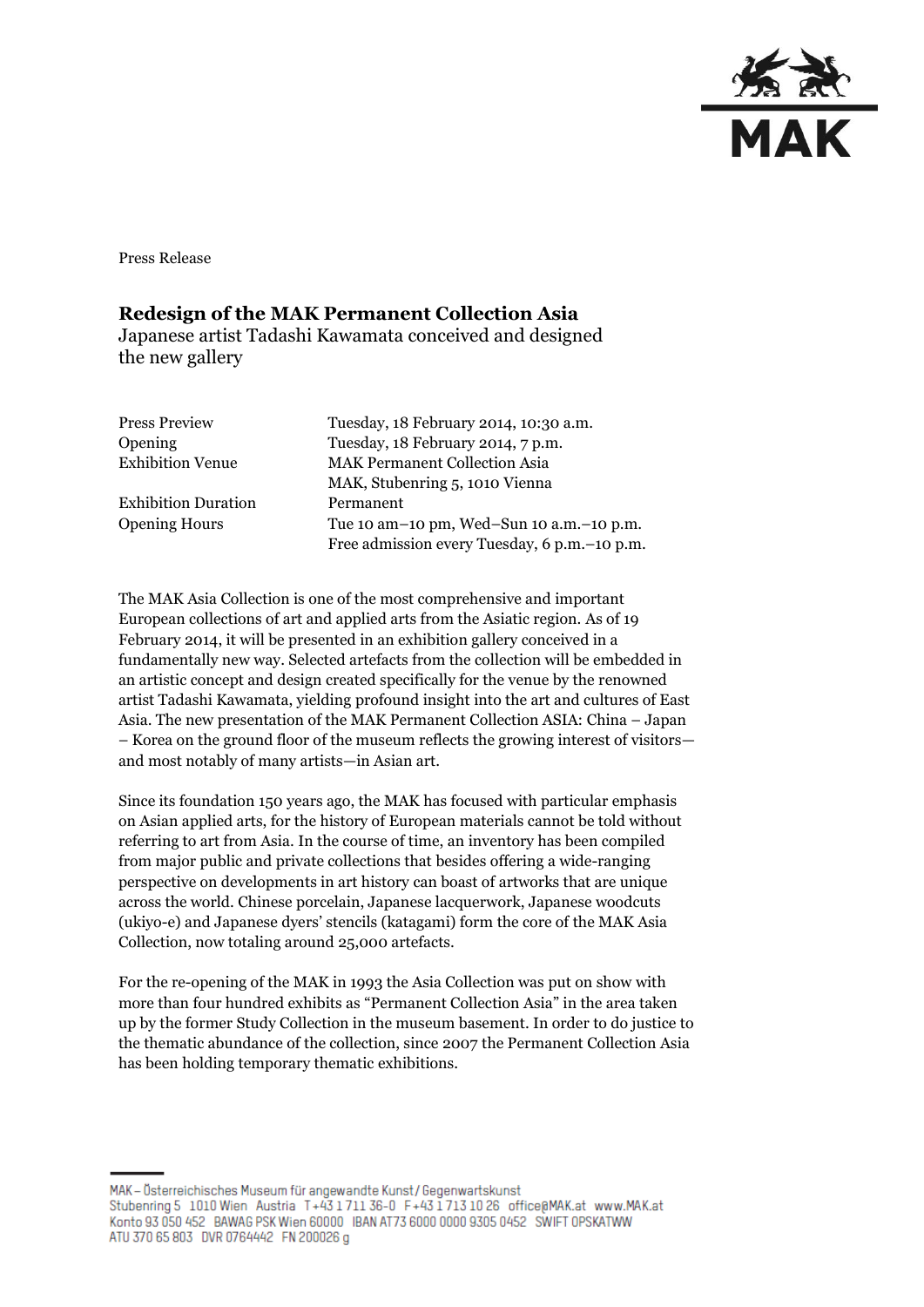Press Release

# Redesign of the MAK Permanent Collection Asia

Japanese artist Tadashi Kawamata conceived and designed the new gallery

| | |
|---|---|
| Press Preview | Tuesday, 18 February 2014, 10:30 a.m. |
| Opening | Tuesday, 18 February 2014, 7 p.m. |
| Exhibition Venue | MAK Permanent Collection Asia<br>MAK, Stubenring 5, 1010 Vienna |
| Exhibition Duration | Permanent |
| Opening Hours | Tue 10 am–10 pm, Wed–Sun 10 a.m.–10 p.m.<br>Free admission every Tuesday, 6 p.m.–10 p.m. |

The MAK Asia Collection is one of the most comprehensive and important European collections of art and applied arts from the Asiatic region. As of 19 February 2014, it will be presented in an exhibition gallery conceived in a fundamentally new way. Selected artefacts from the collection will be embedded in an artistic concept and design created specifically for the venue by the renowned artist Tadashi Kawamata, yielding profound insight into the art and cultures of East Asia. The new presentation of the MAK Permanent Collection ASIA: China – Japan – Korea on the ground floor of the museum reflects the growing interest of visitors—and most notably of many artists—in Asian art.

Since its foundation 150 years ago, the MAK has focused with particular emphasis on Asian applied arts, for the history of European materials cannot be told without referring to art from Asia. In the course of time, an inventory has been compiled from major public and private collections that besides offering a wide-ranging perspective on developments in art history can boast of artworks that are unique across the world. Chinese porcelain, Japanese lacquerwork, Japanese woodcuts (ukiyo-e) and Japanese dyers' stencils (katagami) form the core of the MAK Asia Collection, now totaling around 25,000 artefacts.

For the re-opening of the MAK in 1993 the Asia Collection was put on show with more than four hundred exhibits as "Permanent Collection Asia" in the area taken up by the former Study Collection in the museum basement. In order to do justice to the thematic abundance of the collection, since 2007 the Permanent Collection Asia has been holding temporary thematic exhibitions.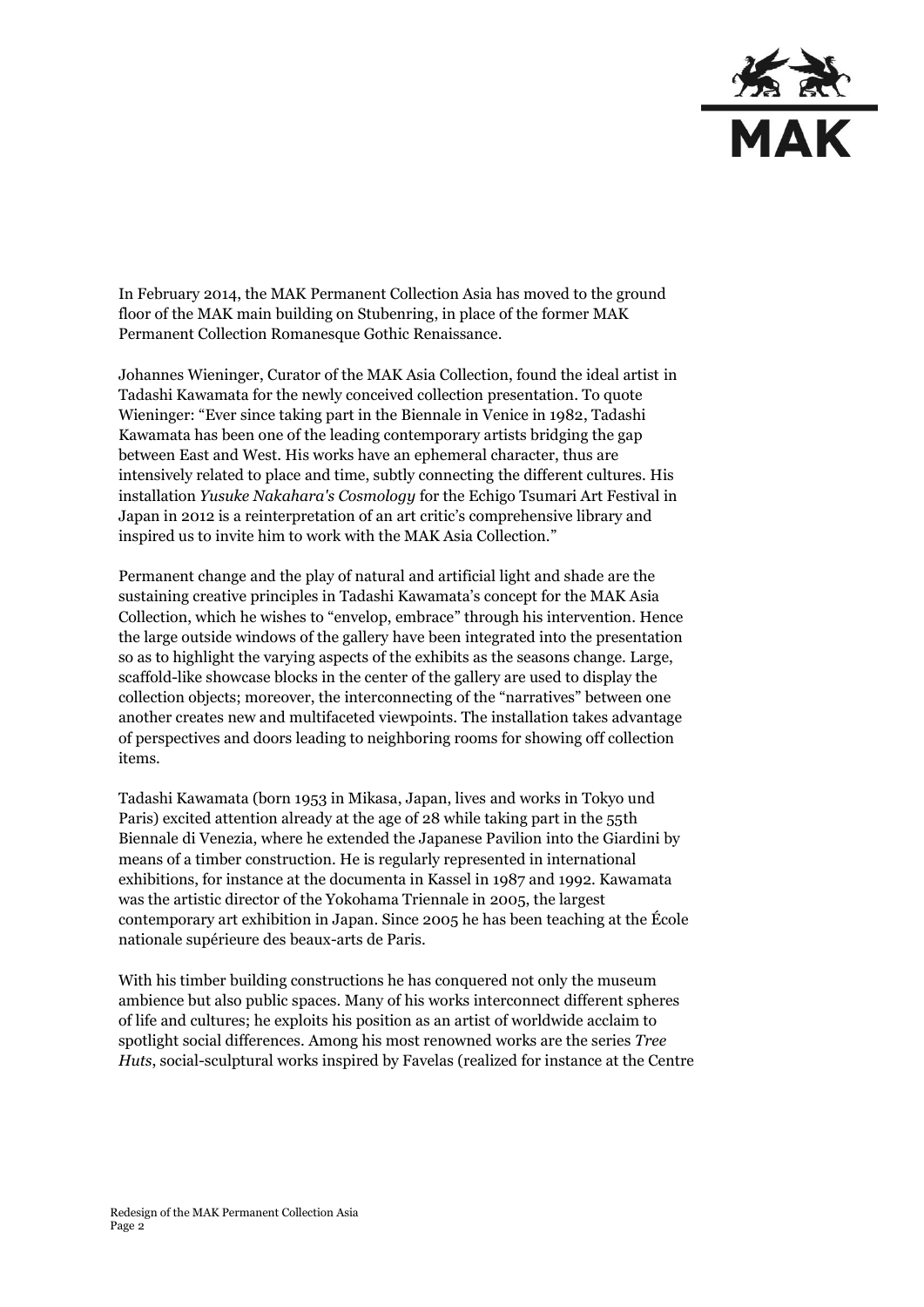In February 2014, the MAK Permanent Collection Asia has moved to the ground floor of the MAK main building on Stubenring, in place of the former MAK Permanent Collection Romanesque Gothic Renaissance.

Johannes Wieninger, Curator of the MAK Asia Collection, found the ideal artist in Tadashi Kawamata for the newly conceived collection presentation. To quote Wieninger: "Ever since taking part in the Biennale in Venice in 1982, Tadashi Kawamata has been one of the leading contemporary artists bridging the gap between East and West. His works have an ephemeral character, thus are intensively related to place and time, subtly connecting the different cultures. His installation *Yusuke Nakahara's Cosmology* for the Echigo Tsumari Art Festival in Japan in 2012 is a reinterpretation of an art critic's comprehensive library and inspired us to invite him to work with the MAK Asia Collection."

Permanent change and the play of natural and artificial light and shade are the sustaining creative principles in Tadashi Kawamata's concept for the MAK Asia Collection, which he wishes to "envelop, embrace" through his intervention. Hence the large outside windows of the gallery have been integrated into the presentation so as to highlight the varying aspects of the exhibits as the seasons change. Large, scaffold-like showcase blocks in the center of the gallery are used to display the collection objects; moreover, the interconnecting of the "narratives" between one another creates new and multifaceted viewpoints. The installation takes advantage of perspectives and doors leading to neighboring rooms for showing off collection items.

Tadashi Kawamata (born 1953 in Mikasa, Japan, lives and works in Tokyo und Paris) excited attention already at the age of 28 while taking part in the 55th Biennale di Venezia, where he extended the Japanese Pavilion into the Giardini by means of a timber construction. He is regularly represented in international exhibitions, for instance at the documenta in Kassel in 1987 and 1992. Kawamata was the artistic director of the Yokohama Triennale in 2005, the largest contemporary art exhibition in Japan. Since 2005 he has been teaching at the École nationale supérieure des beaux-arts de Paris.

With his timber building constructions he has conquered not only the museum ambience but also public spaces. Many of his works interconnect different spheres of life and cultures; he exploits his position as an artist of worldwide acclaim to spotlight social differences. Among his most renowned works are the series *Tree Huts*, social-sculptural works inspired by Favelas (realized for instance at the Centre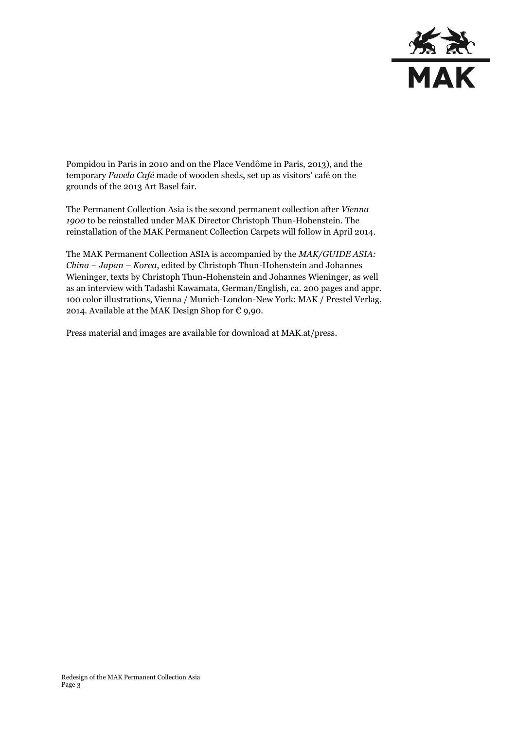Pompidou in Paris in 2010 and on the Place Vendôme in Paris, 2013), and the temporary *Favela Café* made of wooden sheds, set up as visitors' café on the grounds of the 2013 Art Basel fair.

The Permanent Collection Asia is the second permanent collection after *Vienna 1900* to be reinstalled under MAK Director Christoph Thun-Hohenstein. The reinstallation of the MAK Permanent Collection Carpets will follow in April 2014.

The MAK Permanent Collection ASIA is accompanied by the *MAK/GUIDE ASIA: China – Japan – Korea*, edited by Christoph Thun-Hohenstein and Johannes Wieninger, texts by Christoph Thun-Hohenstein and Johannes Wieninger, as well as an interview with Tadashi Kawamata, German/English, ca. 200 pages and appr. 100 color illustrations, Vienna / Munich-London-New York: MAK / Prestel Verlag, 2014. Available at the MAK Design Shop for € 9,90.

Press material and images are available for download at MAK.at/press.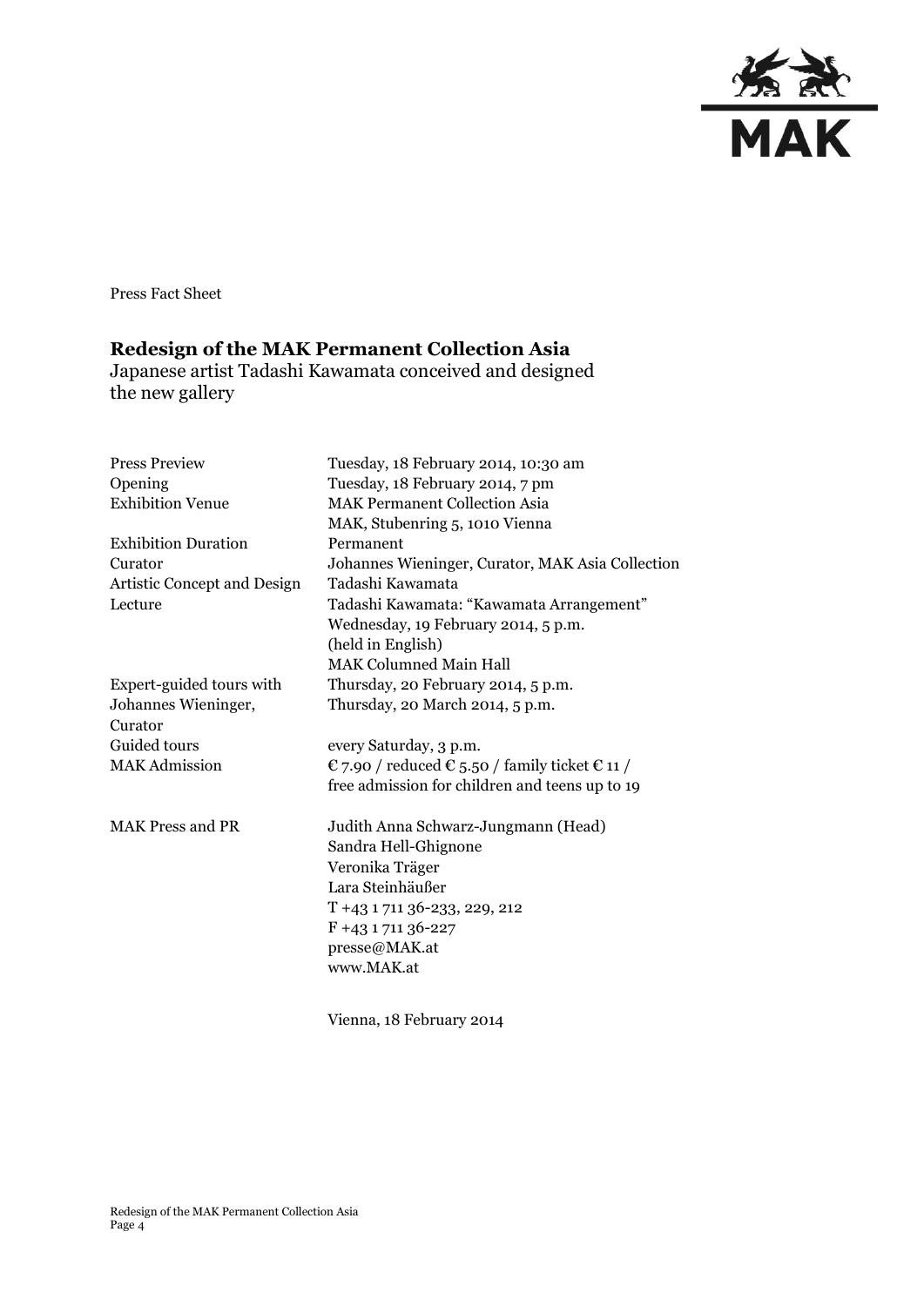Press Fact Sheet

## Redesign of the MAK Permanent Collection Asia

Japanese artist Tadashi Kawamata conceived and designed the new gallery

| | |
|---|---|
| Press Preview | Tuesday, 18 February 2014, 10:30 am |
| Opening | Tuesday, 18 February 2014, 7 pm |
| Exhibition Venue | MAK Permanent Collection Asia<br>MAK, Stubenring 5, 1010 Vienna |
| Exhibition Duration | Permanent |
| Curator | Johannes Wieninger, Curator, MAK Asia Collection |
| Artistic Concept and Design | Tadashi Kawamata |
| Lecture | Tadashi Kawamata: "Kawamata Arrangement"<br>Wednesday, 19 February 2014, 5 p.m.<br>(held in English)<br>MAK Columned Main Hall |
| Expert-guided tours with Johannes Wieninger, Curator | Thursday, 20 February 2014, 5 p.m.<br>Thursday, 20 March 2014, 5 p.m. |
| Guided tours | every Saturday, 3 p.m. |
| MAK Admission | € 7.90 / reduced € 5.50 / family ticket € 11 /<br>free admission for children and teens up to 19 |
| MAK Press and PR | Judith Anna Schwarz-Jungmann (Head)<br>Sandra Hell-Ghignone<br>Veronika Träger<br>Lara Steinhäußer<br>T +43 1 711 36-233, 229, 212<br>F +43 1 711 36-227<br>presse@MAK.at<br>www.MAK.at |

Vienna, 18 February 2014